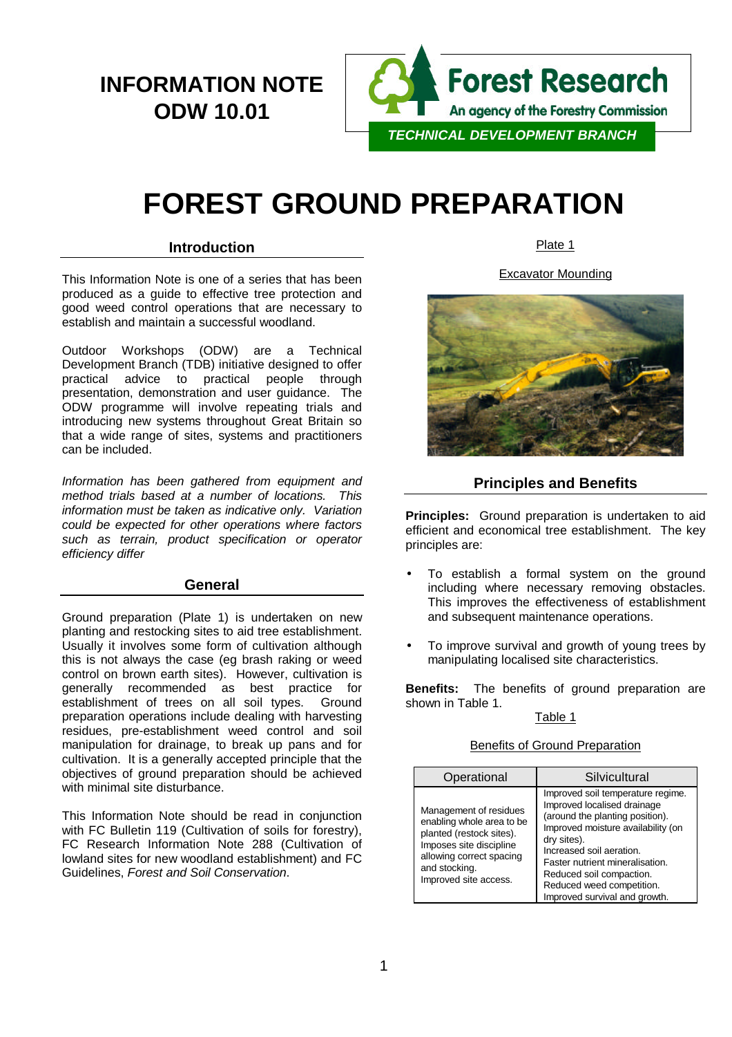# INFORMATION NOTE ODW 10.01

Forest Research
An agency of the Forestry Commission
TECHNICAL DEVELOPMENT BRANCH

# FOREST GROUND PREPARATION

## Introduction

This Information Note is one of a series that has been produced as a guide to effective tree protection and good weed control operations that are necessary to establish and maintain a successful woodland.

Outdoor Workshops (ODW) are a Technical Development Branch (TDB) initiative designed to offer practical advice to practical people through presentation, demonstration and user guidance. The ODW programme will involve repeating trials and introducing new systems throughout Great Britain so that a wide range of sites, systems and practitioners can be included.

*Information has been gathered from equipment and method trials based at a number of locations. This information must be taken as indicative only. Variation could be expected for other operations where factors such as terrain, product specification or operator efficiency differ*

## General

Ground preparation (Plate 1) is undertaken on new planting and restocking sites to aid tree establishment. Usually it involves some form of cultivation although this is not always the case (eg brash raking or weed control on brown earth sites). However, cultivation is generally recommended as best practice for establishment of trees on all soil types. Ground preparation operations include dealing with harvesting residues, pre-establishment weed control and soil manipulation for drainage, to break up pans and for cultivation. It is a generally accepted principle that the objectives of ground preparation should be achieved with minimal site disturbance.

This Information Note should be read in conjunction with FC Bulletin 119 (Cultivation of soils for forestry), FC Research Information Note 288 (Cultivation of lowland sites for new woodland establishment) and FC Guidelines, *Forest and Soil Conservation*.

Plate 1

Excavator Mounding

## Principles and Benefits

**Principles:** Ground preparation is undertaken to aid efficient and economical tree establishment. The key principles are:

- To establish a formal system on the ground including where necessary removing obstacles. This improves the effectiveness of establishment and subsequent maintenance operations.
- To improve survival and growth of young trees by manipulating localised site characteristics.

**Benefits:** The benefits of ground preparation are shown in Table 1.

Table 1

Benefits of Ground Preparation

| Operational | Silvicultural |
|---|---|
| Management of residues enabling whole area to be planted (restock sites).<br>Imposes site discipline allowing correct spacing and stocking.<br>Improved site access. | Improved soil temperature regime.<br>Improved localised drainage (around the planting position).<br>Improved moisture availability (on dry sites).<br>Increased soil aeration.<br>Faster nutrient mineralisation.<br>Reduced soil compaction.<br>Reduced weed competition.<br>Improved survival and growth. |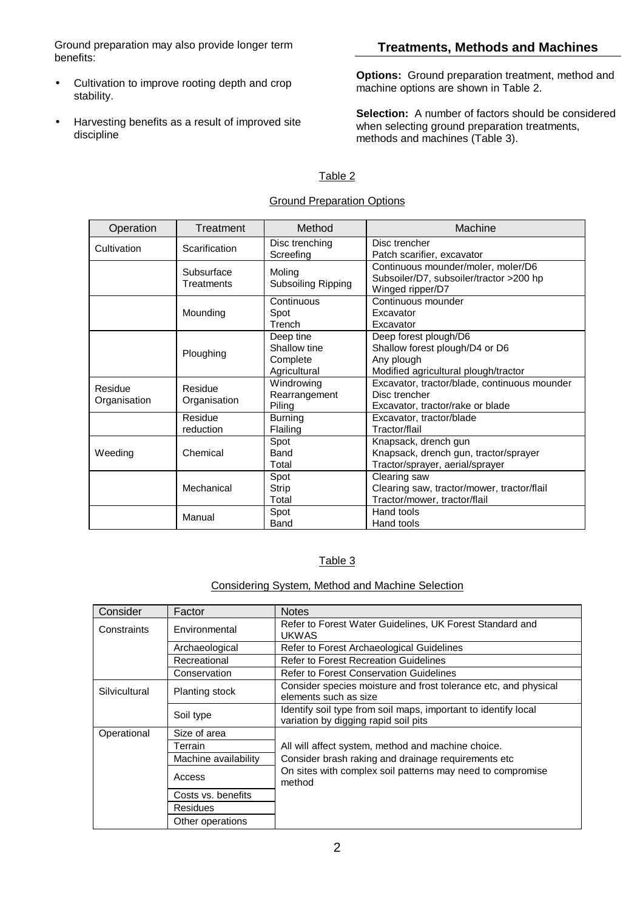Ground preparation may also provide longer term benefits:

- Cultivation to improve rooting depth and crop stability.
- Harvesting benefits as a result of improved site discipline

## Treatments, Methods and Machines

**Options:** Ground preparation treatment, method and machine options are shown in Table 2.

**Selection:** A number of factors should be considered when selecting ground preparation treatments, methods and machines (Table 3).

Table 2

Ground Preparation Options

| Operation | Treatment | Method | Machine |
|---|---|---|---|
| Cultivation | Scarification | Disc trenching<br>Screefing | Disc trencher<br>Patch scarifier, excavator |
| | Subsurface Treatments | Moling<br>Subsoiling Ripping | Continuous mounder/moler, moler/D6<br>Subsoiler/D7, subsoiler/tractor >200 hp<br>Winged ripper/D7 |
| | Mounding | Continuous<br>Spot<br>Trench | Continuous mounder<br>Excavator<br>Excavator |
| | Ploughing | Deep tine<br>Shallow tine<br>Complete<br>Agricultural | Deep forest plough/D6<br>Shallow forest plough/D4 or D6<br>Any plough<br>Modified agricultural plough/tractor |
| Residue Organisation | Residue Organisation | Windrowing<br>Rearrangement<br>Piling | Excavator, tractor/blade, continuous mounder<br>Disc trencher<br>Excavator, tractor/rake or blade |
| | Residue reduction | Burning<br>Flailing | Excavator, tractor/blade<br>Tractor/flail |
| Weeding | Chemical | Spot<br>Band<br>Total | Knapsack, drench gun<br>Knapsack, drench gun, tractor/sprayer<br>Tractor/sprayer, aerial/sprayer |
| | Mechanical | Spot<br>Strip<br>Total | Clearing saw<br>Clearing saw, tractor/mower, tractor/flail<br>Tractor/mower, tractor/flail |
| | Manual | Spot<br>Band | Hand tools<br>Hand tools |

Table 3

Considering System, Method and Machine Selection

| Consider | Factor | Notes |
|---|---|---|
| Constraints | Environmental | Refer to Forest Water Guidelines, UK Forest Standard and UKWAS |
| | Archaeological | Refer to Forest Archaeological Guidelines |
| | Recreational | Refer to Forest Recreation Guidelines |
| | Conservation | Refer to Forest Conservation Guidelines |
| Silvicultural | Planting stock | Consider species moisture and frost tolerance etc, and physical elements such as size |
| | Soil type | Identify soil type from soil maps, important to identify local variation by digging rapid soil pits |
| Operational | Size of area | All will affect system, method and machine choice.<br>Consider brash raking and drainage requirements etc<br>On sites with complex soil patterns may need to compromise method |
| | Terrain | |
| | Machine availability | |
| | Access | |
| | Costs vs. benefits | |
| | Residues | |
| | Other operations | |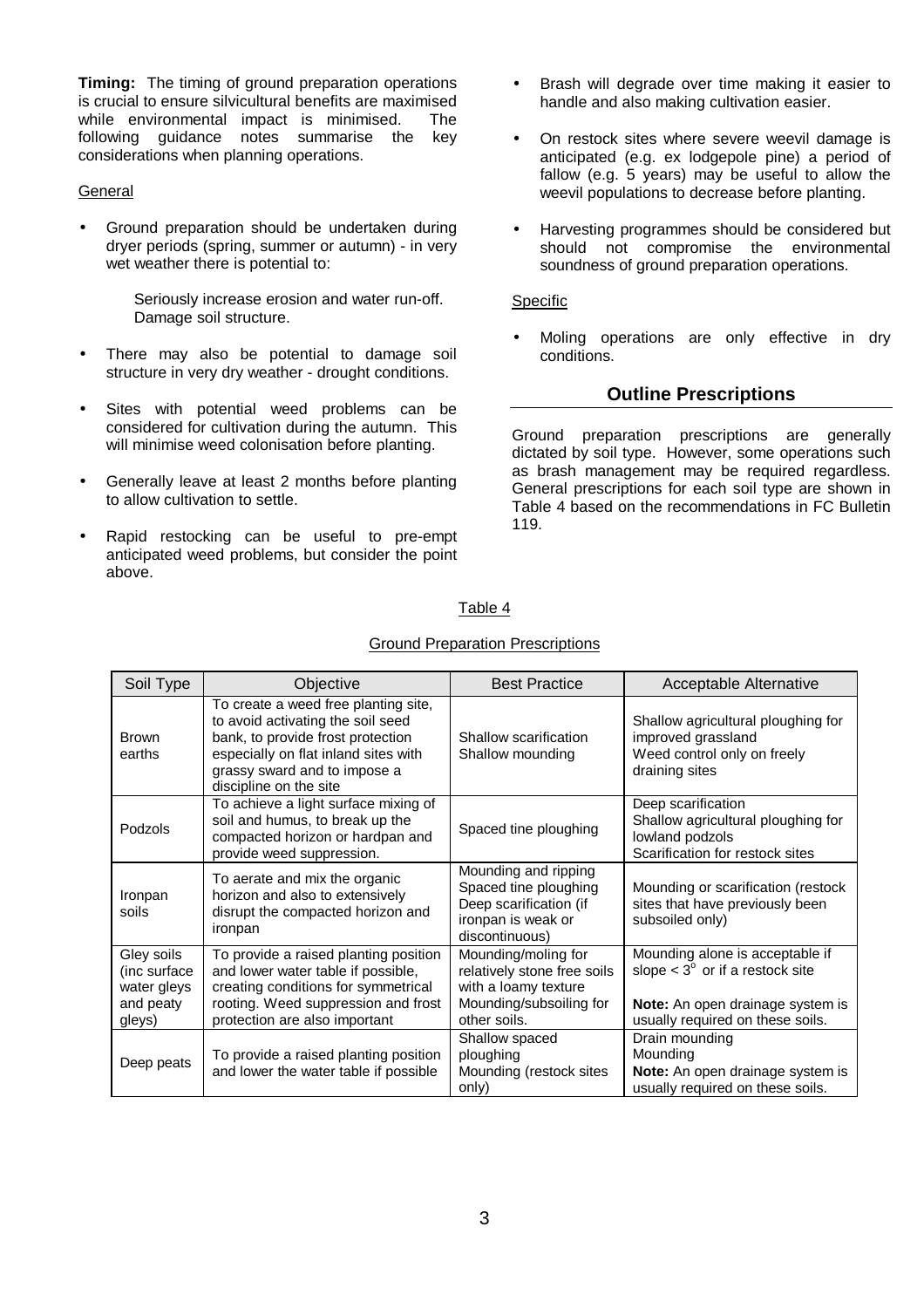**Timing:** The timing of ground preparation operations is crucial to ensure silvicultural benefits are maximised while environmental impact is minimised. The following guidance notes summarise the key considerations when planning operations.

General

- Ground preparation should be undertaken during dryer periods (spring, summer or autumn) - in very wet weather there is potential to:

  Seriously increase erosion and water run-off.
  Damage soil structure.

- There may also be potential to damage soil structure in very dry weather - drought conditions.
- Sites with potential weed problems can be considered for cultivation during the autumn. This will minimise weed colonisation before planting.
- Generally leave at least 2 months before planting to allow cultivation to settle.
- Rapid restocking can be useful to pre-empt anticipated weed problems, but consider the point above.
- Brash will degrade over time making it easier to handle and also making cultivation easier.
- On restock sites where severe weevil damage is anticipated (e.g. ex lodgepole pine) a period of fallow (e.g. 5 years) may be useful to allow the weevil populations to decrease before planting.
- Harvesting programmes should be considered but should not compromise the environmental soundness of ground preparation operations.

Specific

- Moling operations are only effective in dry conditions.

## Outline Prescriptions

Ground preparation prescriptions are generally dictated by soil type. However, some operations such as brash management may be required regardless. General prescriptions for each soil type are shown in Table 4 based on the recommendations in FC Bulletin 119.

Table 4

Ground Preparation Prescriptions

| Soil Type | Objective | Best Practice | Acceptable Alternative |
|---|---|---|---|
| Brown earths | To create a weed free planting site, to avoid activating the soil seed bank, to provide frost protection especially on flat inland sites with grassy sward and to impose a discipline on the site | Shallow scarification<br>Shallow mounding | Shallow agricultural ploughing for improved grassland<br>Weed control only on freely draining sites |
| Podzols | To achieve a light surface mixing of soil and humus, to break up the compacted horizon or hardpan and provide weed suppression. | Spaced tine ploughing | Deep scarification<br>Shallow agricultural ploughing for lowland podzols<br>Scarification for restock sites |
| Ironpan soils | To aerate and mix the organic horizon and also to extensively disrupt the compacted horizon and ironpan | Mounding and ripping<br>Spaced tine ploughing<br>Deep scarification (if ironpan is weak or discontinuous) | Mounding or scarification (restock sites that have previously been subsoiled only) |
| Gley soils (inc surface water gleys and peaty gleys) | To provide a raised planting position and lower water table if possible, creating conditions for symmetrical rooting. Weed suppression and frost protection are also important | Mounding/moling for relatively stone free soils with a loamy texture<br>Mounding/subsoiling for other soils. | Mounding alone is acceptable if slope < $3^{o}$ or if a restock site<br><br>**Note:** An open drainage system is usually required on these soils. |
| Deep peats | To provide a raised planting position and lower the water table if possible | Shallow spaced ploughing<br>Mounding (restock sites only) | Drain mounding<br>Mounding<br>**Note:** An open drainage system is usually required on these soils. |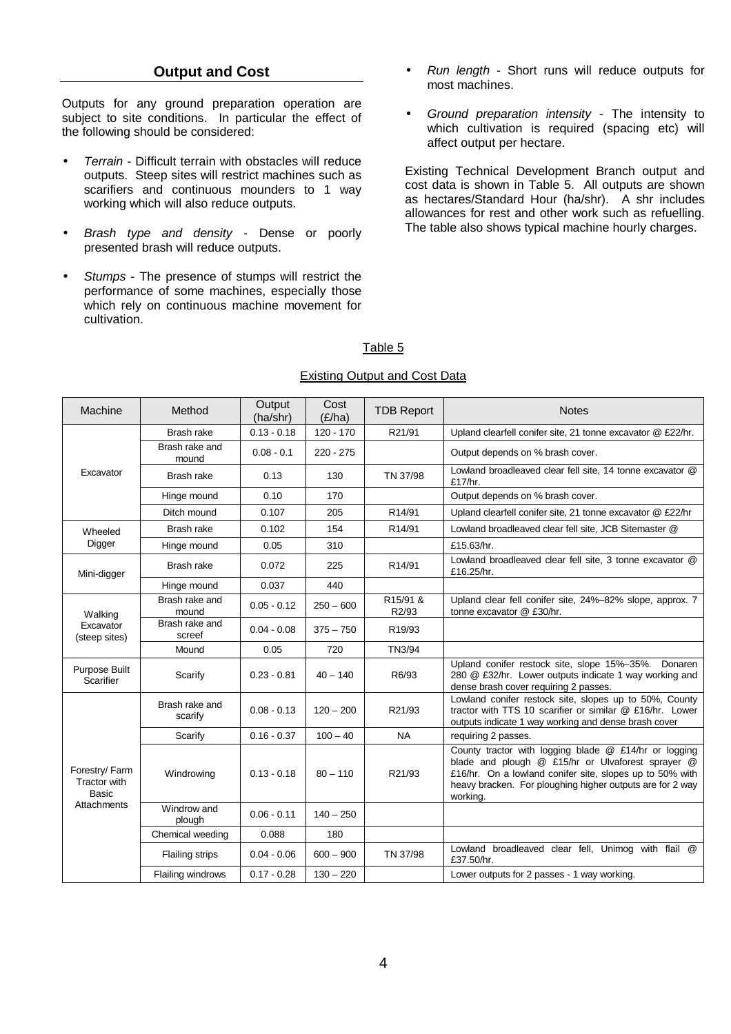## Output and Cost

Outputs for any ground preparation operation are subject to site conditions. In particular the effect of the following should be considered:

- *Terrain* - Difficult terrain with obstacles will reduce outputs. Steep sites will restrict machines such as scarifiers and continuous mounders to 1 way working which will also reduce outputs.
- *Brash type and density* - Dense or poorly presented brash will reduce outputs.
- *Stumps* - The presence of stumps will restrict the performance of some machines, especially those which rely on continuous machine movement for cultivation.
- *Run length* - Short runs will reduce outputs for most machines.
- *Ground preparation intensity* - The intensity to which cultivation is required (spacing etc) will affect output per hectare.

Existing Technical Development Branch output and cost data is shown in Table 5. All outputs are shown as hectares/Standard Hour (ha/shr). A shr includes allowances for rest and other work such as refuelling. The table also shows typical machine hourly charges.

Table 5

Existing Output and Cost Data

| Machine | Method | Output (ha/shr) | Cost (£/ha) | TDB Report | Notes |
|---|---|---|---|---|---|
| Excavator | Brash rake | 0.13 - 0.18 | 120 - 170 | R21/91 | Upland clearfell conifer site, 21 tonne excavator @ £22/hr. |
| | Brash rake and mound | 0.08 - 0.1 | 220 - 275 | | Output depends on % brash cover. |
| | Brash rake | 0.13 | 130 | TN 37/98 | Lowland broadleaved clear fell site, 14 tonne excavator @ £17/hr. |
| | Hinge mound | 0.10 | 170 | | Output depends on % brash cover. |
| | Ditch mound | 0.107 | 205 | R14/91 | Upland clearfell conifer site, 21 tonne excavator @ £22/hr |
| Wheeled Digger | Brash rake | 0.102 | 154 | R14/91 | Lowland broadleaved clear fell site, JCB Sitemaster @ £15.63/hr. |
| | Hinge mound | 0.05 | 310 | | |
| Mini-digger | Brash rake | 0.072 | 225 | R14/91 | Lowland broadleaved clear fell site, 3 tonne excavator @ £16.25/hr. |
| | Hinge mound | 0.037 | 440 | | |
| Walking Excavator (steep sites) | Brash rake and mound | 0.05 - 0.12 | 250 – 600 | R15/91 & R2/93 | Upland clear fell conifer site, 24%–82% slope, approx. 7 tonne excavator @ £30/hr. |
| | Brash rake and screef | 0.04 - 0.08 | 375 – 750 | R19/93 | |
| | Mound | 0.05 | 720 | TN3/94 | |
| Purpose Built Scarifier | Scarify | 0.23 - 0.81 | 40 – 140 | R6/93 | Upland conifer restock site, slope 15%–35%. Donaren 280 @ £32/hr. Lower outputs indicate 1 way working and dense brash cover requiring 2 passes. |
| Forestry/ Farm Tractor with Basic Attachments | Brash rake and scarify | 0.08 - 0.13 | 120 – 200 | R21/93 | Lowland conifer restock site, slopes up to 50%, County tractor with TTS 10 scarifier or similar @ £16/hr. Lower outputs indicate 1 way working and dense brash cover |
| | Scarify | 0.16 - 0.37 | 100 – 40 | NA | requiring 2 passes. |
| | Windrowing | 0.13 - 0.18 | 80 – 110 | R21/93 | County tractor with logging blade @ £14/hr or logging blade and plough @ £15/hr or Ulvaforest sprayer @ £16/hr. On a lowland conifer site, slopes up to 50% with heavy bracken. For ploughing higher outputs are for 2 way working. |
| | Windrow and plough | 0.06 - 0.11 | 140 – 250 | | |
| | Chemical weeding | 0.088 | 180 | | |
| | Flailing strips | 0.04 - 0.06 | 600 – 900 | TN 37/98 | Lowland broadleaved clear fell, Unimog with flail @ £37.50/hr. |
| | Flailing windrows | 0.17 - 0.28 | 130 – 220 | | Lower outputs for 2 passes - 1 way working. |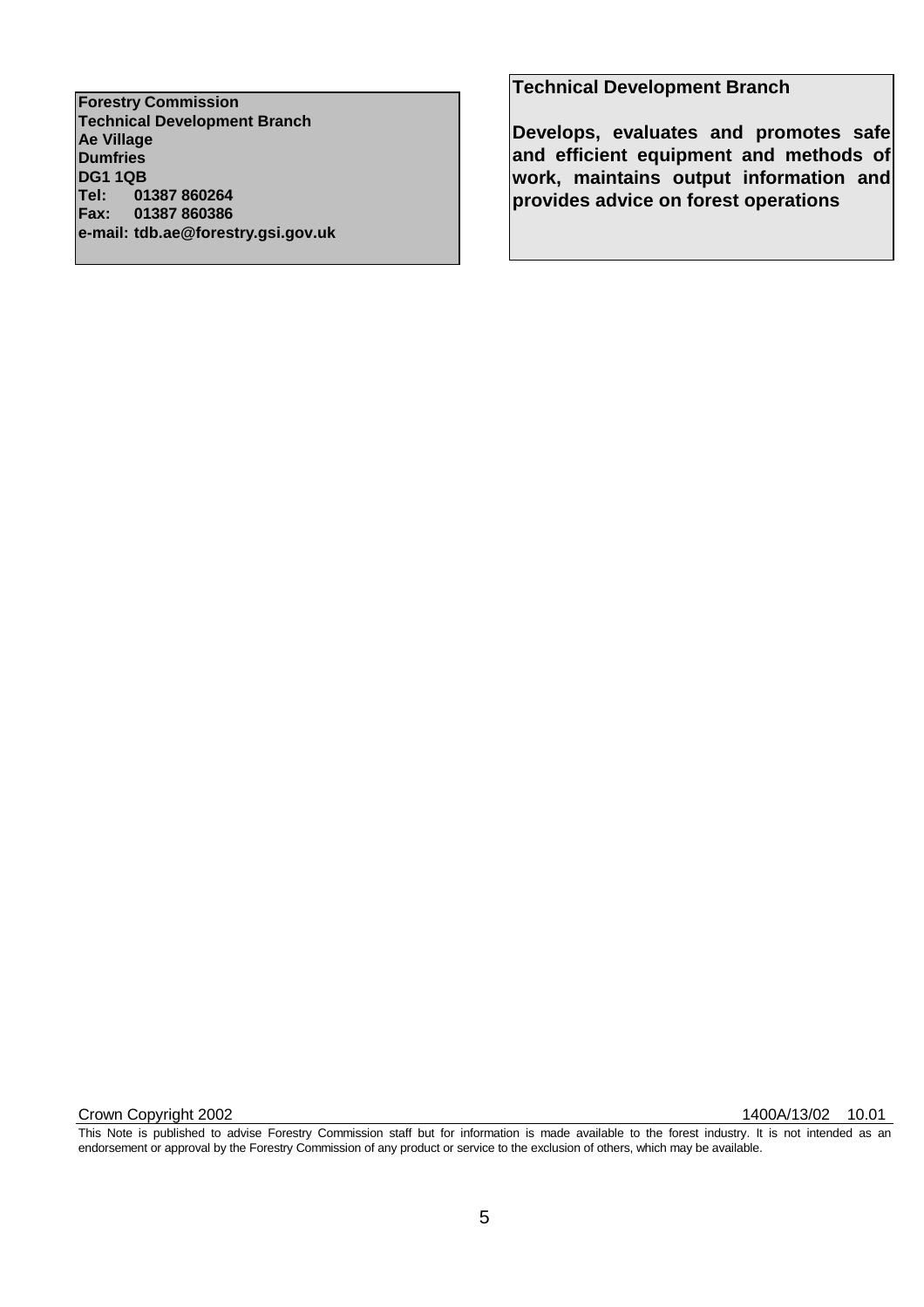**Forestry Commission**
**Technical Development Branch**
**Ae Village**
**Dumfries**
**DG1 1QB**
**Tel: 01387 860264**
**Fax: 01387 860386**
**e-mail: tdb.ae@forestry.gsi.gov.uk**

**Technical Development Branch**

**Develops, evaluates and promotes safe and efficient equipment and methods of work, maintains output information and provides advice on forest operations**

Crown Copyright 2002 1400A/13/02 10.01

This Note is published to advise Forestry Commission staff but for information is made available to the forest industry. It is not intended as an endorsement or approval by the Forestry Commission of any product or service to the exclusion of others, which may be available.